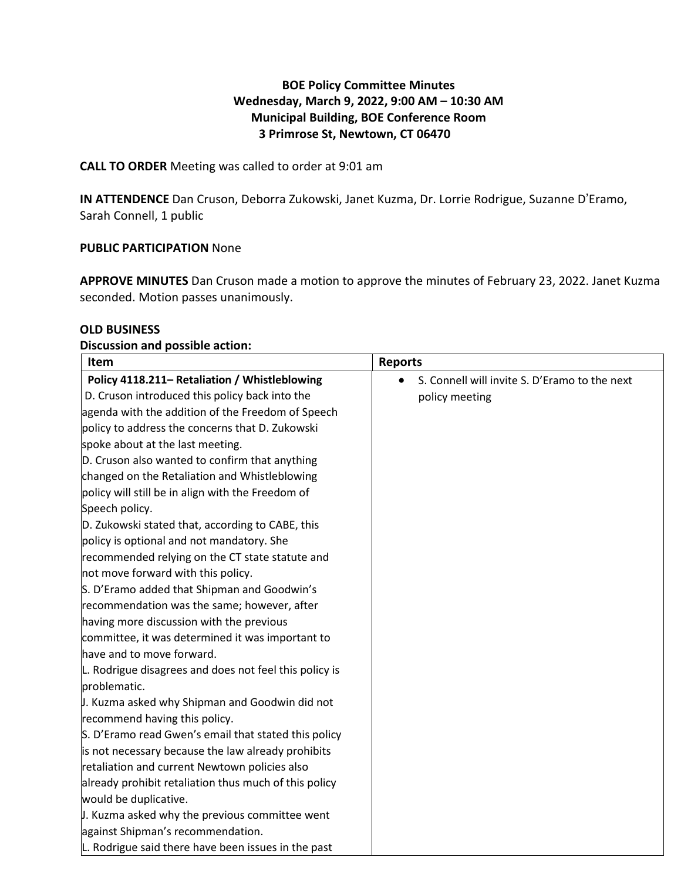**BOE Policy Committee Minutes**
**Wednesday, March 9, 2022, 9:00 AM – 10:30 AM**
**Municipal Building, BOE Conference Room**
**3 Primrose St, Newtown, CT 06470**

**CALL TO ORDER** Meeting was called to order at 9:01 am

**IN ATTENDENCE** Dan Cruson, Deborra Zukowski, Janet Kuzma, Dr. Lorrie Rodrigue, Suzanne D'Eramo, Sarah Connell, 1 public

**PUBLIC PARTICIPATION** None

**APPROVE MINUTES** Dan Cruson made a motion to approve the minutes of February 23, 2022. Janet Kuzma seconded. Motion passes unanimously.

**OLD BUSINESS**
**Discussion and possible action:**

| Item | Reports |
| --- | --- |
| **Policy 4118.211– Retaliation / Whistleblowing**<br>D. Cruson introduced this policy back into the agenda with the addition of the Freedom of Speech policy to address the concerns that D. Zukowski spoke about at the last meeting.<br>D. Cruson also wanted to confirm that anything changed on the Retaliation and Whistleblowing policy will still be in align with the Freedom of Speech policy.<br>D. Zukowski stated that, according to CABE, this policy is optional and not mandatory. She recommended relying on the CT state statute and not move forward with this policy.<br>S. D'Eramo added that Shipman and Goodwin's recommendation was the same; however, after having more discussion with the previous committee, it was determined it was important to have and to move forward.<br>L. Rodrigue disagrees and does not feel this policy is problematic.<br>J. Kuzma asked why Shipman and Goodwin did not recommend having this policy.<br>S. D'Eramo read Gwen's email that stated this policy is not necessary because the law already prohibits retaliation and current Newtown policies also already prohibit retaliation thus much of this policy would be duplicative.<br>J. Kuzma asked why the previous committee went against Shipman's recommendation.<br>L. Rodrigue said there have been issues in the past | • S. Connell will invite S. D'Eramo to the next policy meeting |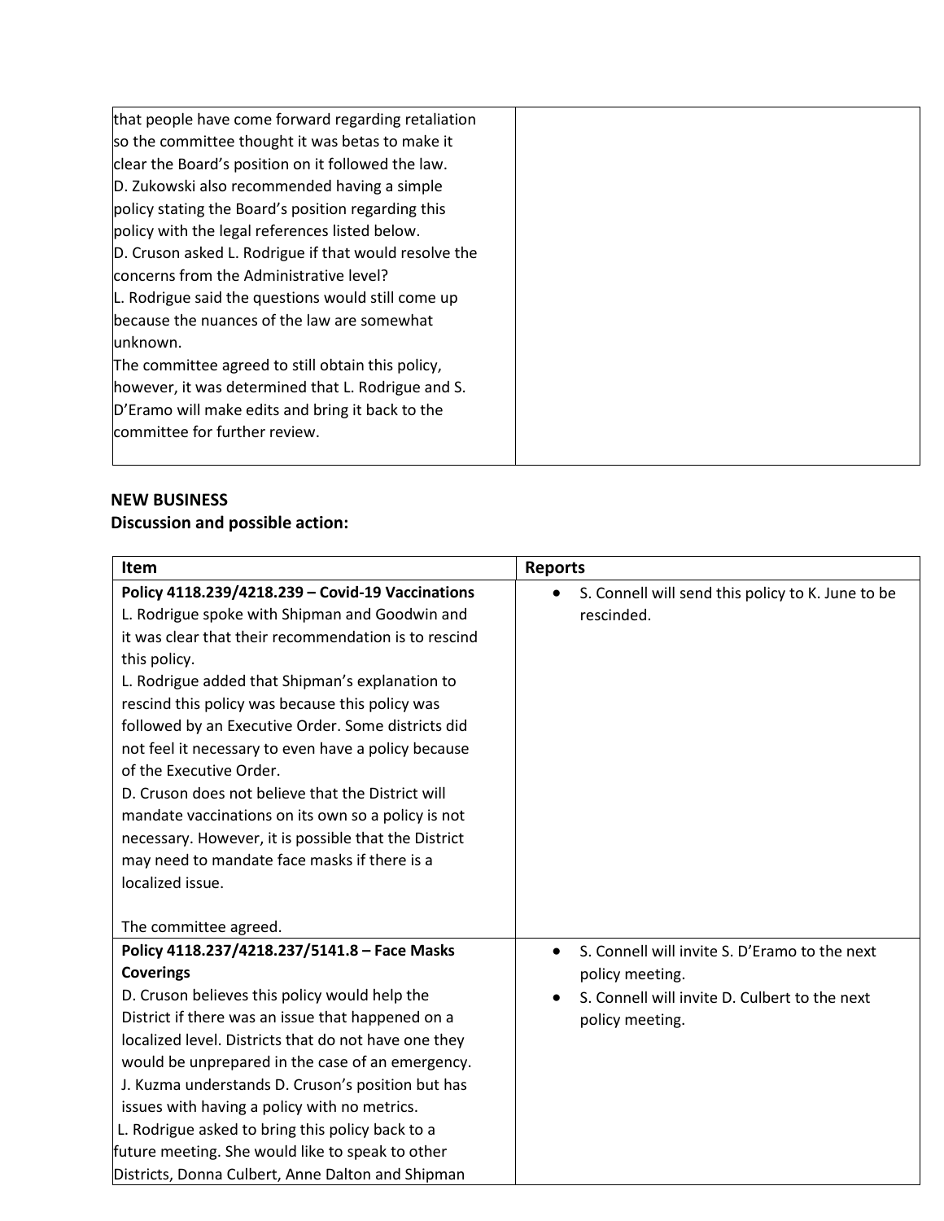| | |
|---|---|
| that people have come forward regarding retaliation so the committee thought it was betas to make it clear the Board's position on it followed the law.<br>D. Zukowski also recommended having a simple policy stating the Board's position regarding this policy with the legal references listed below.<br>D. Cruson asked L. Rodrigue if that would resolve the concerns from the Administrative level?<br>L. Rodrigue said the questions would still come up because the nuances of the law are somewhat unknown.<br>The committee agreed to still obtain this policy, however, it was determined that L. Rodrigue and S. D'Eramo will make edits and bring it back to the committee for further review. | |

**NEW BUSINESS**
**Discussion and possible action:**

| Item | Reports |
|---|---|
| **Policy 4118.239/4218.239 – Covid-19 Vaccinations**<br>L. Rodrigue spoke with Shipman and Goodwin and it was clear that their recommendation is to rescind this policy.<br>L. Rodrigue added that Shipman's explanation to rescind this policy was because this policy was followed by an Executive Order. Some districts did not feel it necessary to even have a policy because of the Executive Order.<br>D. Cruson does not believe that the District will mandate vaccinations on its own so a policy is not necessary. However, it is possible that the District may need to mandate face masks if there is a localized issue.<br><br>The committee agreed. | • S. Connell will send this policy to K. June to be rescinded. |
| **Policy 4118.237/4218.237/5141.8 – Face Masks Coverings**<br>D. Cruson believes this policy would help the District if there was an issue that happened on a localized level. Districts that do not have one they would be unprepared in the case of an emergency.<br>J. Kuzma understands D. Cruson's position but has issues with having a policy with no metrics.<br>L. Rodrigue asked to bring this policy back to a future meeting. She would like to speak to other Districts, Donna Culbert, Anne Dalton and Shipman | • S. Connell will invite S. D'Eramo to the next policy meeting.<br>• S. Connell will invite D. Culbert to the next policy meeting. |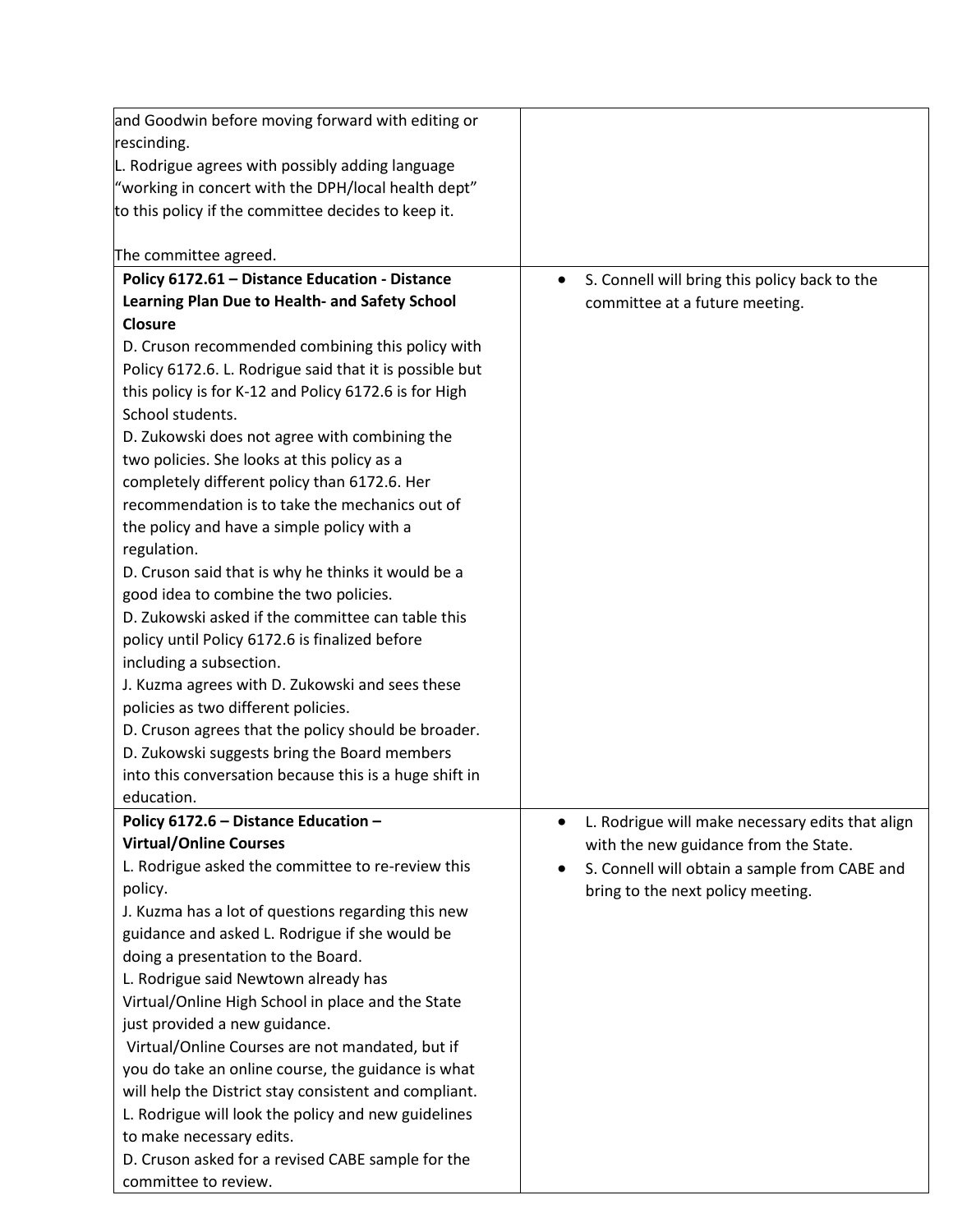| | |
|---|---|
| and Goodwin before moving forward with editing or rescinding.<br>L. Rodrigue agrees with possibly adding language "working in concert with the DPH/local health dept" to this policy if the committee decides to keep it.<br><br>The committee agreed. | |
| **Policy 6172.61 – Distance Education - Distance Learning Plan Due to Health- and Safety School Closure**<br>D. Cruson recommended combining this policy with Policy 6172.6. L. Rodrigue said that it is possible but this policy is for K-12 and Policy 6172.6 is for High School students.<br>D. Zukowski does not agree with combining the two policies. She looks at this policy as a completely different policy than 6172.6. Her recommendation is to take the mechanics out of the policy and have a simple policy with a regulation.<br>D. Cruson said that is why he thinks it would be a good idea to combine the two policies.<br>D. Zukowski asked if the committee can table this policy until Policy 6172.6 is finalized before including a subsection.<br>J. Kuzma agrees with D. Zukowski and sees these policies as two different policies.<br>D. Cruson agrees that the policy should be broader.<br>D. Zukowski suggests bring the Board members into this conversation because this is a huge shift in education. | • S. Connell will bring this policy back to the committee at a future meeting. |
| **Policy 6172.6 – Distance Education – Virtual/Online Courses**<br>L. Rodrigue asked the committee to re-review this policy.<br>J. Kuzma has a lot of questions regarding this new guidance and asked L. Rodrigue if she would be doing a presentation to the Board.<br>L. Rodrigue said Newtown already has Virtual/Online High School in place and the State just provided a new guidance.<br>Virtual/Online Courses are not mandated, but if you do take an online course, the guidance is what will help the District stay consistent and compliant.<br>L. Rodrigue will look the policy and new guidelines to make necessary edits.<br>D. Cruson asked for a revised CABE sample for the committee to review. | • L. Rodrigue will make necessary edits that align with the new guidance from the State.<br>• S. Connell will obtain a sample from CABE and bring to the next policy meeting. |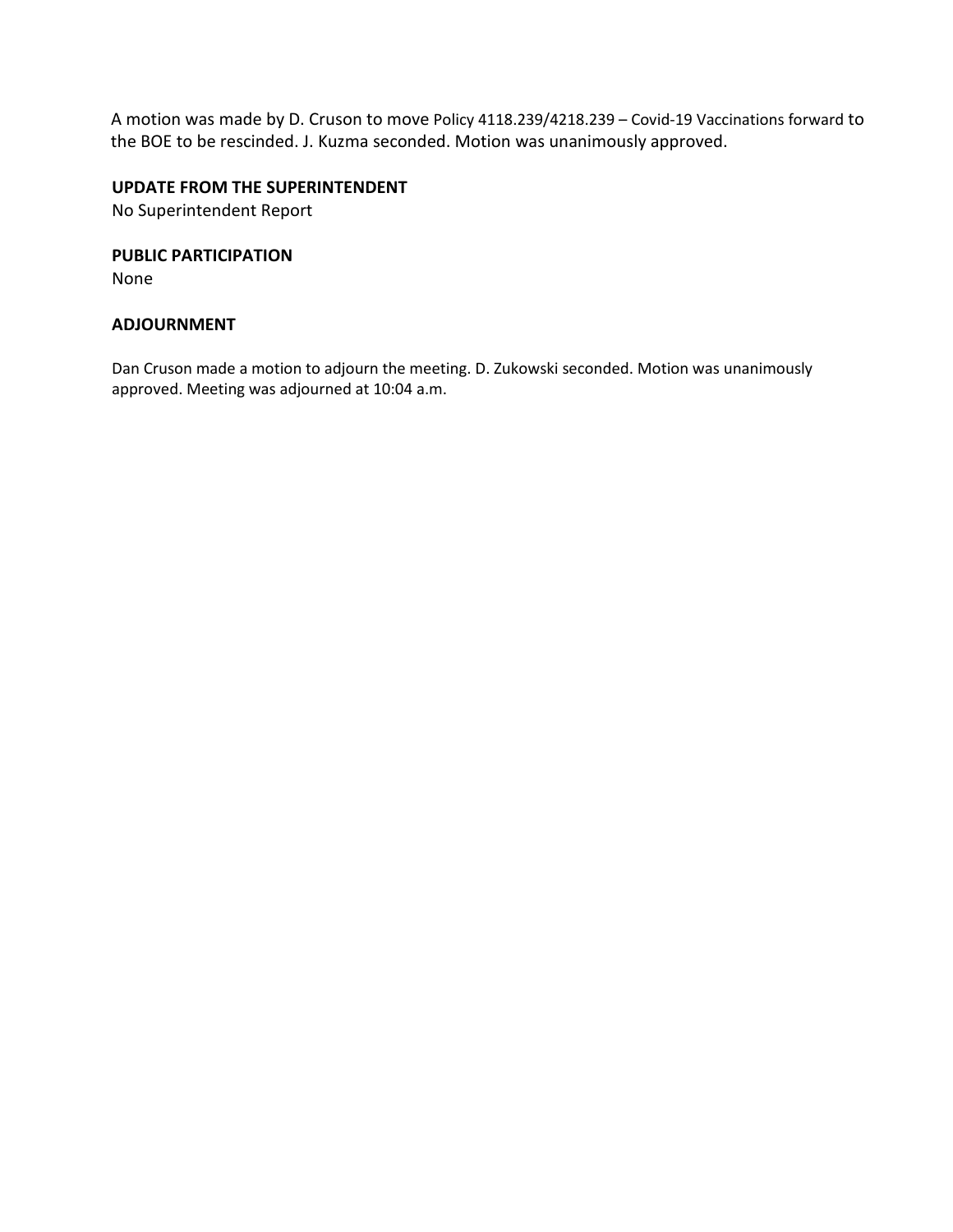A motion was made by D. Cruson to move Policy 4118.239/4218.239 – Covid-19 Vaccinations forward to the BOE to be rescinded. J. Kuzma seconded. Motion was unanimously approved.

**UPDATE FROM THE SUPERINTENDENT**

No Superintendent Report

**PUBLIC PARTICIPATION**

None

**ADJOURNMENT**

Dan Cruson made a motion to adjourn the meeting. D. Zukowski seconded. Motion was unanimously approved. Meeting was adjourned at 10:04 a.m.